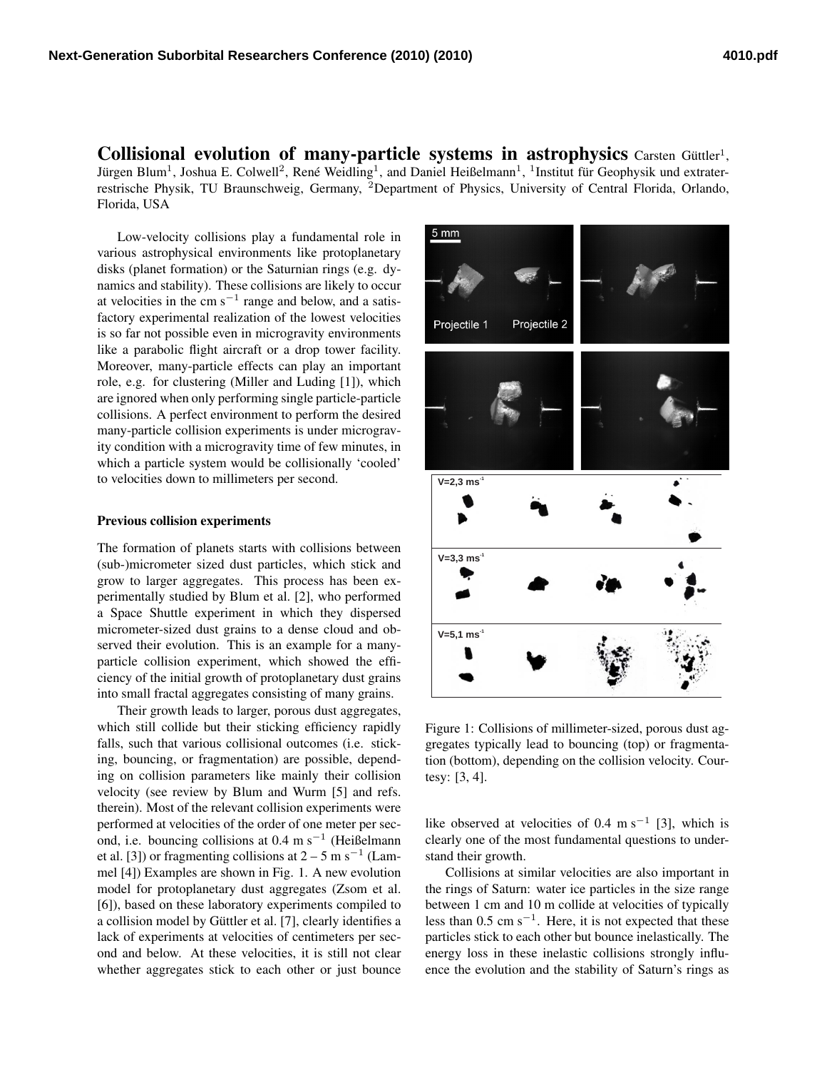# Collisional evolution of many-particle systems in astrophysics

Carsten Güttler[1], Jürgen Blum[1], Joshua E. Colwell[2], René Weidling[1], and Daniel Heißelmann[1], [1]Institut für Geophysik und extraterrestrische Physik, TU Braunschweig, Germany, [2]Department of Physics, University of Central Florida, Orlando, Florida, USA

Low-velocity collisions play a fundamental role in various astrophysical environments like protoplanetary disks (planet formation) or the Saturnian rings (e.g. dynamics and stability). These collisions are likely to occur at velocities in the cm $s^{-1}$ range and below, and a satisfactory experimental realization of the lowest velocities is so far not possible even in microgravity environments like a parabolic flight aircraft or a drop tower facility. Moreover, many-particle effects can play an important role, e.g. for clustering (Miller and Luding [1]), which are ignored when only performing single particle-particle collisions. A perfect environment to perform the desired many-particle collision experiments is under microgravity condition with a microgravity time of few minutes, in which a particle system would be collisionally 'cooled' to velocities down to millimeters per second.

## Previous collision experiments

The formation of planets starts with collisions between (sub-)micrometer sized dust particles, which stick and grow to larger aggregates. This process has been experimentally studied by Blum et al. [2], who performed a Space Shuttle experiment in which they dispersed micrometer-sized dust grains to a dense cloud and observed their evolution. This is an example for a many-particle collision experiment, which showed the efficiency of the initial growth of protoplanetary dust grains into small fractal aggregates consisting of many grains.

Their growth leads to larger, porous dust aggregates, which still collide but their sticking efficiency rapidly falls, such that various collisional outcomes (i.e. sticking, bouncing, or fragmentation) are possible, depending on collision parameters like mainly their collision velocity (see review by Blum and Wurm [5] and refs. therein). Most of the relevant collision experiments were performed at velocities of the order of one meter per second, i.e. bouncing collisions at 0.4 m $s^{-1}$ (Heißelmann et al. [3]) or fragmenting collisions at 2 – 5 m $s^{-1}$ (Lammel [4]) Examples are shown in Fig. 1. A new evolution model for protoplanetary dust aggregates (Zsom et al. [6]), based on these laboratory experiments compiled to a collision model by Güttler et al. [7], clearly identifies a lack of experiments at velocities of centimeters per second and below. At these velocities, it is still not clear whether aggregates stick to each other or just bounce like observed at velocities of 0.4 m $s^{-1}$ [3], which is clearly one of the most fundamental questions to understand their growth.

Figure 1: Collisions of millimeter-sized, porous dust aggregates typically lead to bouncing (top) or fragmentation (bottom), depending on the collision velocity. Courtesy: [3, 4].

Collisions at similar velocities are also important in the rings of Saturn: water ice particles in the size range between 1 cm and 10 m collide at velocities of typically less than 0.5 cm $s^{-1}$. Here, it is not expected that these particles stick to each other but bounce inelastically. The energy loss in these inelastic collisions strongly influence the evolution and the stability of Saturn's rings as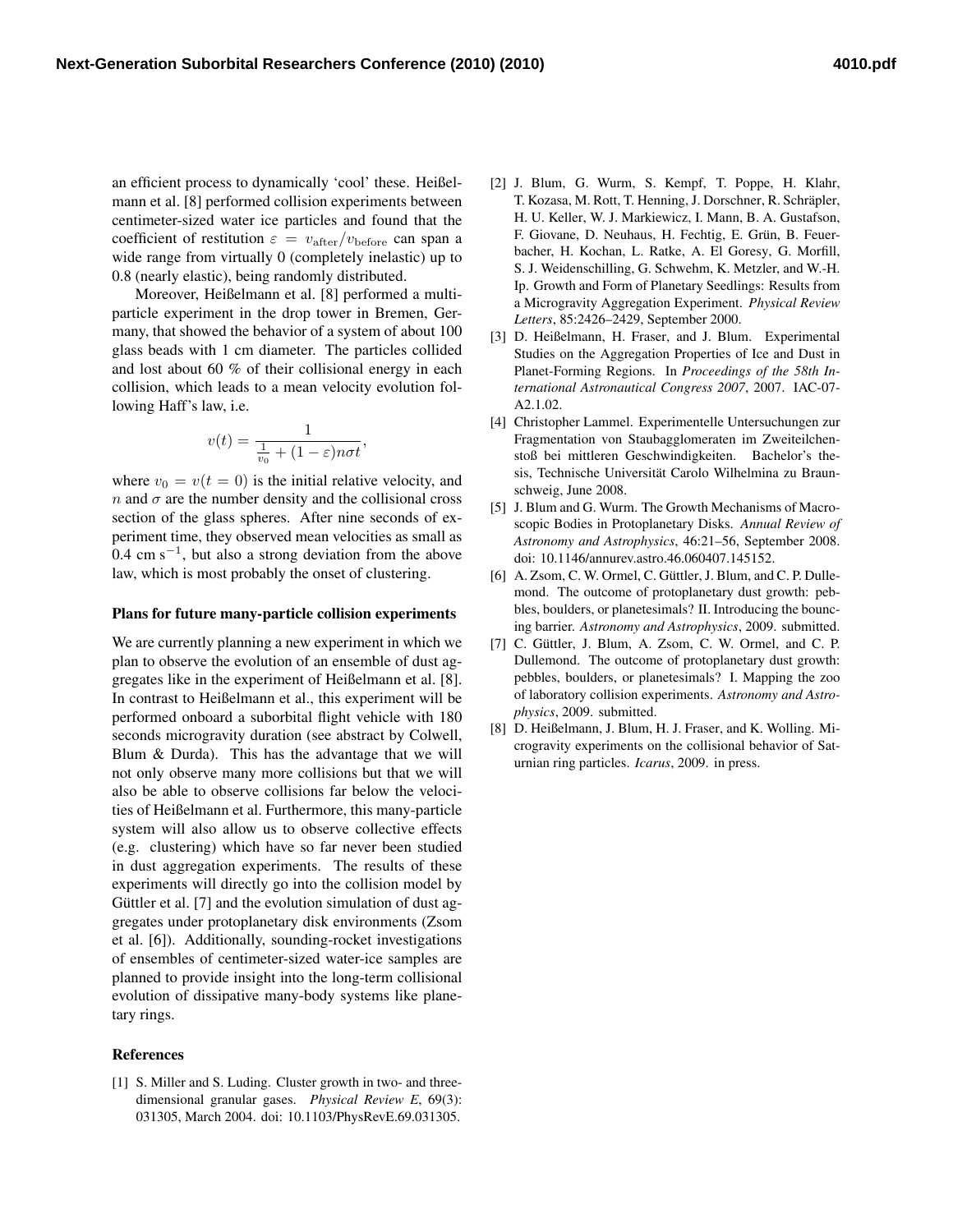an efficient process to dynamically 'cool' these. Heißelmann et al. [8] performed collision experiments between centimeter-sized water ice particles and found that the coefficient of restitution $\varepsilon = v_{\mathrm{after}}/v_{\mathrm{before}}$ can span a wide range from virtually 0 (completely inelastic) up to 0.8 (nearly elastic), being randomly distributed.

Moreover, Heißelmann et al. [8] performed a multi-particle experiment in the drop tower in Bremen, Germany, that showed the behavior of a system of about 100 glass beads with 1 cm diameter. The particles collided and lost about 60 % of their collisional energy in each collision, which leads to a mean velocity evolution following Haff's law, i.e.

$$v(t) = \frac{1}{\frac{1}{v_0} + (1-\varepsilon) n \sigma t},$$

where $v_0 = v(t = 0)$ is the initial relative velocity, and $n$ and $\sigma$ are the number density and the collisional cross section of the glass spheres. After nine seconds of experiment time, they observed mean velocities as small as $0.4\ \mathrm{cm\ s^{-1}}$, but also a strong deviation from the above law, which is most probably the onset of clustering.

**Plans for future many-particle collision experiments**

We are currently planning a new experiment in which we plan to observe the evolution of an ensemble of dust aggregates like in the experiment of Heißelmann et al. [8]. In contrast to Heißelmann et al., this experiment will be performed onboard a suborbital flight vehicle with 180 seconds microgravity duration (see abstract by Colwell, Blum & Durda). This has the advantage that we will not only observe many more collisions but that we will also be able to observe collisions far below the velocities of Heißelmann et al. Furthermore, this many-particle system will also allow us to observe collective effects (e.g. clustering) which have so far never been studied in dust aggregation experiments. The results of these experiments will directly go into the collision model by Güttler et al. [7] and the evolution simulation of dust aggregates under protoplanetary disk environments (Zsom et al. [6]). Additionally, sounding-rocket investigations of ensembles of centimeter-sized water-ice samples are planned to provide insight into the long-term collisional evolution of dissipative many-body systems like planetary rings.

**References**

[1] S. Miller and S. Luding. Cluster growth in two- and three-dimensional granular gases. *Physical Review E*, 69(3): 031305, March 2004. doi: 10.1103/PhysRevE.69.031305.

[2] J. Blum, G. Wurm, S. Kempf, T. Poppe, H. Klahr, T. Kozasa, M. Rott, T. Henning, J. Dorschner, R. Schräpler, H. U. Keller, W. J. Markiewicz, I. Mann, B. A. Gustafson, F. Giovane, D. Neuhaus, H. Fechtig, E. Grün, B. Feuerbacher, H. Kochan, L. Ratke, A. El Goresy, G. Morfill, S. J. Weidenschilling, G. Schwehm, K. Metzler, and W.-H. Ip. Growth and Form of Planetary Seedlings: Results from a Microgravity Aggregation Experiment. *Physical Review Letters*, 85:2426–2429, September 2000.

[3] D. Heißelmann, H. Fraser, and J. Blum. Experimental Studies on the Aggregation Properties of Ice and Dust in Planet-Forming Regions. In *Proceedings of the 58th International Astronautical Congress 2007*, 2007. IAC-07-A2.1.02.

[4] Christopher Lammel. Experimentelle Untersuchungen zur Fragmentation von Staubagglomeraten im Zweiteilchenstoß bei mittleren Geschwindigkeiten. Bachelor's thesis, Technische Universität Carolo Wilhelmina zu Braunschweig, June 2008.

[5] J. Blum and G. Wurm. The Growth Mechanisms of Macroscopic Bodies in Protoplanetary Disks. *Annual Review of Astronomy and Astrophysics*, 46:21–56, September 2008. doi: 10.1146/annurev.astro.46.060407.145152.

[6] A. Zsom, C. W. Ormel, C. Güttler, J. Blum, and C. P. Dullemond. The outcome of protoplanetary dust growth: pebbles, boulders, or planetesimals? II. Introducing the bouncing barrier. *Astronomy and Astrophysics*, 2009. submitted.

[7] C. Güttler, J. Blum, A. Zsom, C. W. Ormel, and C. P. Dullemond. The outcome of protoplanetary dust growth: pebbles, boulders, or planetesimals? I. Mapping the zoo of laboratory collision experiments. *Astronomy and Astrophysics*, 2009. submitted.

[8] D. Heißelmann, J. Blum, H. J. Fraser, and K. Wolling. Microgravity experiments on the collisional behavior of Saturnian ring particles. *Icarus*, 2009. in press.